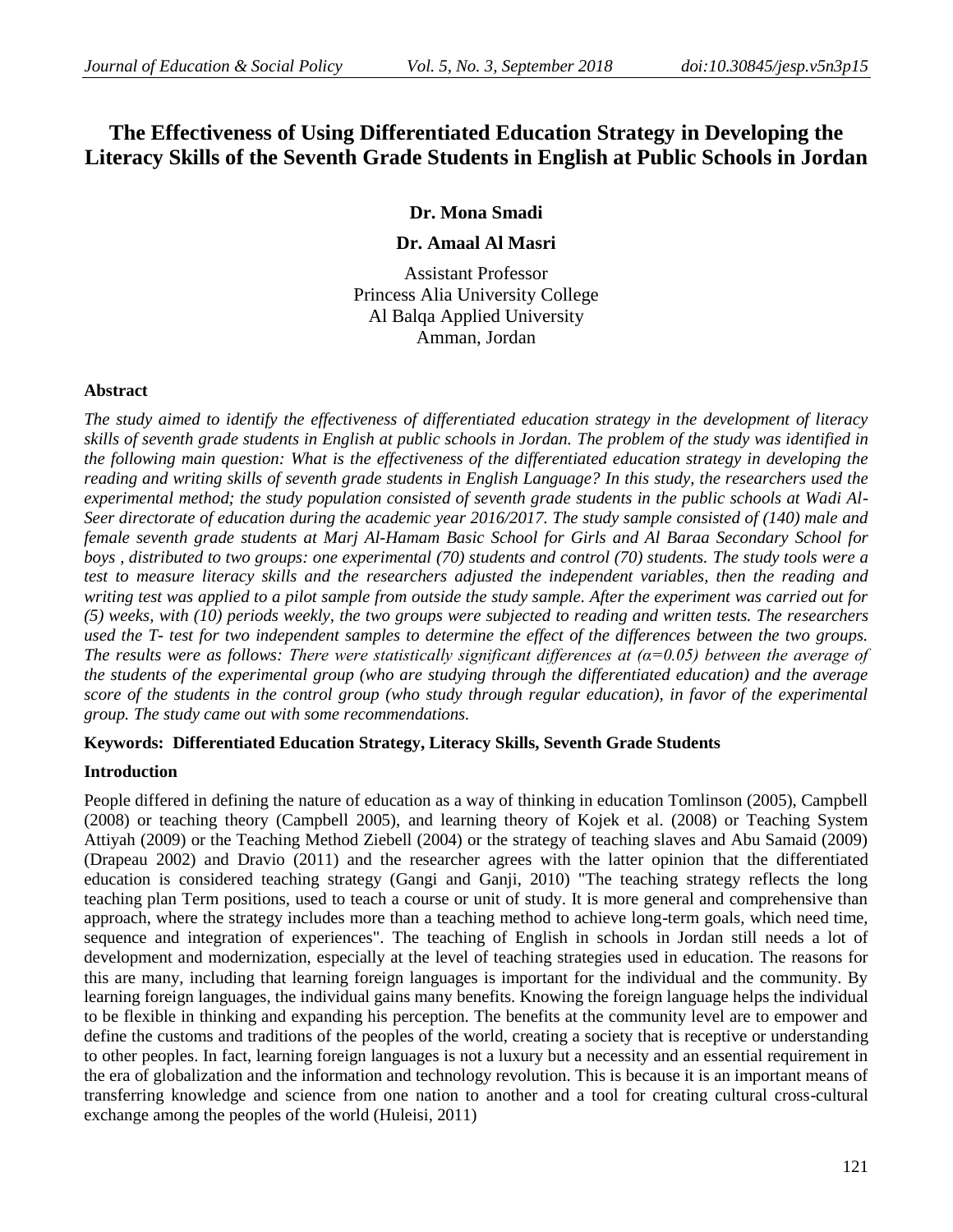# The Effectiveness of Using Differentiated Education Strategy in Developing the Literacy Skills of the Seventh Grade Students in English at Public Schools in Jordan

**Dr. Mona Smadi**

**Dr. Amaal Al Masri**

Assistant Professor
Princess Alia University College
Al Balqa Applied University
Amman, Jordan

### Abstract

*The study aimed to identify the effectiveness of differentiated education strategy in the development of literacy skills of seventh grade students in English at public schools in Jordan. The problem of the study was identified in the following main question: What is the effectiveness of the differentiated education strategy in developing the reading and writing skills of seventh grade students in English Language? In this study, the researchers used the experimental method; the study population consisted of seventh grade students in the public schools at Wadi Al-Seer directorate of education during the academic year 2016/2017. The study sample consisted of (140) male and female seventh grade students at Marj Al-Hamam Basic School for Girls and Al Baraa Secondary School for boys , distributed to two groups: one experimental (70) students and control (70) students. The study tools were a test to measure literacy skills and the researchers adjusted the independent variables, then the reading and writing test was applied to a pilot sample from outside the study sample. After the experiment was carried out for (5) weeks, with (10) periods weekly, the two groups were subjected to reading and written tests. The researchers used the T- test for two independent samples to determine the effect of the differences between the two groups. The results were as follows: There were statistically significant differences at (α=0.05) between the average of the students of the experimental group (who are studying through the differentiated education) and the average score of the students in the control group (who study through regular education), in favor of the experimental group. The study came out with some recommendations.*

**Keywords: Differentiated Education Strategy, Literacy Skills, Seventh Grade Students**

### Introduction

People differed in defining the nature of education as a way of thinking in education Tomlinson (2005), Campbell (2008) or teaching theory (Campbell 2005), and learning theory of Kojek et al. (2008) or Teaching System Attiyah (2009) or the Teaching Method Ziebell (2004) or the strategy of teaching slaves and Abu Samaid (2009) (Drapeau 2002) and Dravio (2011) and the researcher agrees with the latter opinion that the differentiated education is considered teaching strategy (Gangi and Ganji, 2010) "The teaching strategy reflects the long teaching plan Term positions, used to teach a course or unit of study. It is more general and comprehensive than approach, where the strategy includes more than a teaching method to achieve long-term goals, which need time, sequence and integration of experiences". The teaching of English in schools in Jordan still needs a lot of development and modernization, especially at the level of teaching strategies used in education. The reasons for this are many, including that learning foreign languages is important for the individual and the community. By learning foreign languages, the individual gains many benefits. Knowing the foreign language helps the individual to be flexible in thinking and expanding his perception. The benefits at the community level are to empower and define the customs and traditions of the peoples of the world, creating a society that is receptive or understanding to other peoples. In fact, learning foreign languages is not a luxury but a necessity and an essential requirement in the era of globalization and the information and technology revolution. This is because it is an important means of transferring knowledge and science from one nation to another and a tool for creating cultural cross-cultural exchange among the peoples of the world (Huleisi, 2011)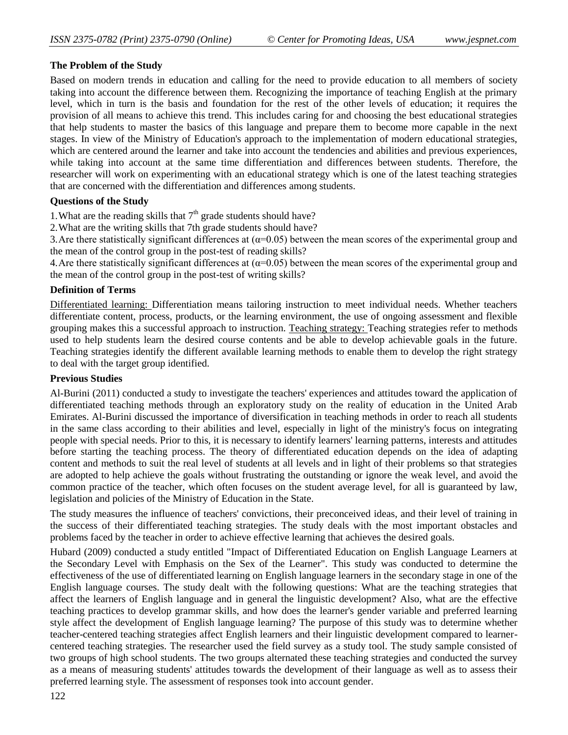**The Problem of the Study**

Based on modern trends in education and calling for the need to provide education to all members of society taking into account the difference between them. Recognizing the importance of teaching English at the primary level, which in turn is the basis and foundation for the rest of the other levels of education; it requires the provision of all means to achieve this trend. This includes caring for and choosing the best educational strategies that help students to master the basics of this language and prepare them to become more capable in the next stages. In view of the Ministry of Education's approach to the implementation of modern educational strategies, which are centered around the learner and take into account the tendencies and abilities and previous experiences, while taking into account at the same time differentiation and differences between students. Therefore, the researcher will work on experimenting with an educational strategy which is one of the latest teaching strategies that are concerned with the differentiation and differences among students.

**Questions of the Study**

1. What are the reading skills that 7th grade students should have?
2. What are the writing skills that 7th grade students should have?
3. Are there statistically significant differences at ($\alpha$=0.05) between the mean scores of the experimental group and the mean of the control group in the post-test of reading skills?
4. Are there statistically significant differences at ($\alpha$=0.05) between the mean scores of the experimental group and the mean of the control group in the post-test of writing skills?

**Definition of Terms**

Differentiated learning: Differentiation means tailoring instruction to meet individual needs. Whether teachers differentiate content, process, products, or the learning environment, the use of ongoing assessment and flexible grouping makes this a successful approach to instruction. Teaching strategy: Teaching strategies refer to methods used to help students learn the desired course contents and be able to develop achievable goals in the future. Teaching strategies identify the different available learning methods to enable them to develop the right strategy to deal with the target group identified.

**Previous Studies**

Al-Burini (2011) conducted a study to investigate the teachers' experiences and attitudes toward the application of differentiated teaching methods through an exploratory study on the reality of education in the United Arab Emirates. Al-Burini discussed the importance of diversification in teaching methods in order to reach all students in the same class according to their abilities and level, especially in light of the ministry's focus on integrating people with special needs. Prior to this, it is necessary to identify learners' learning patterns, interests and attitudes before starting the teaching process. The theory of differentiated education depends on the idea of adapting content and methods to suit the real level of students at all levels and in light of their problems so that strategies are adopted to help achieve the goals without frustrating the outstanding or ignore the weak level, and avoid the common practice of the teacher, which often focuses on the student average level, for all is guaranteed by law, legislation and policies of the Ministry of Education in the State.

The study measures the influence of teachers' convictions, their preconceived ideas, and their level of training in the success of their differentiated teaching strategies. The study deals with the most important obstacles and problems faced by the teacher in order to achieve effective learning that achieves the desired goals.

Hubard (2009) conducted a study entitled "Impact of Differentiated Education on English Language Learners at the Secondary Level with Emphasis on the Sex of the Learner". This study was conducted to determine the effectiveness of the use of differentiated learning on English language learners in the secondary stage in one of the English language courses. The study dealt with the following questions: What are the teaching strategies that affect the learners of English language and in general the linguistic development? Also, what are the effective teaching practices to develop grammar skills, and how does the learner's gender variable and preferred learning style affect the development of English language learning? The purpose of this study was to determine whether teacher-centered teaching strategies affect English learners and their linguistic development compared to learner-centered teaching strategies. The researcher used the field survey as a study tool. The study sample consisted of two groups of high school students. The two groups alternated these teaching strategies and conducted the survey as a means of measuring students' attitudes towards the development of their language as well as to assess their preferred learning style. The assessment of responses took into account gender.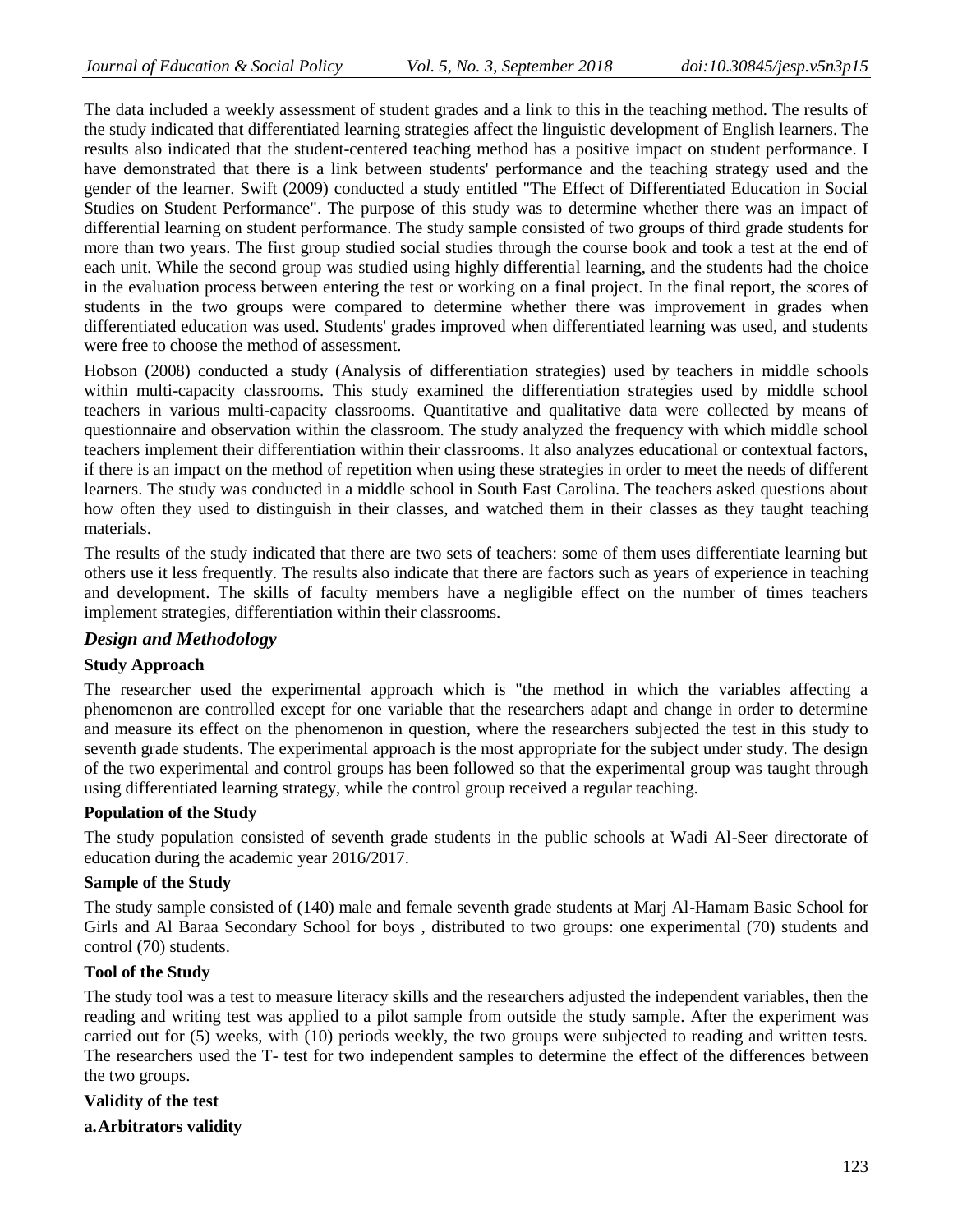The data included a weekly assessment of student grades and a link to this in the teaching method. The results of the study indicated that differentiated learning strategies affect the linguistic development of English learners. The results also indicated that the student-centered teaching method has a positive impact on student performance. I have demonstrated that there is a link between students' performance and the teaching strategy used and the gender of the learner. Swift (2009) conducted a study entitled "The Effect of Differentiated Education in Social Studies on Student Performance". The purpose of this study was to determine whether there was an impact of differential learning on student performance. The study sample consisted of two groups of third grade students for more than two years. The first group studied social studies through the course book and took a test at the end of each unit. While the second group was studied using highly differential learning, and the students had the choice in the evaluation process between entering the test or working on a final project. In the final report, the scores of students in the two groups were compared to determine whether there was improvement in grades when differentiated education was used. Students' grades improved when differentiated learning was used, and students were free to choose the method of assessment.

Hobson (2008) conducted a study (Analysis of differentiation strategies) used by teachers in middle schools within multi-capacity classrooms. This study examined the differentiation strategies used by middle school teachers in various multi-capacity classrooms. Quantitative and qualitative data were collected by means of questionnaire and observation within the classroom. The study analyzed the frequency with which middle school teachers implement their differentiation within their classrooms. It also analyzes educational or contextual factors, if there is an impact on the method of repetition when using these strategies in order to meet the needs of different learners. The study was conducted in a middle school in South East Carolina. The teachers asked questions about how often they used to distinguish in their classes, and watched them in their classes as they taught teaching materials.

The results of the study indicated that there are two sets of teachers: some of them uses differentiate learning but others use it less frequently. The results also indicate that there are factors such as years of experience in teaching and development. The skills of faculty members have a negligible effect on the number of times teachers implement strategies, differentiation within their classrooms.

## *Design and Methodology*

### Study Approach

The researcher used the experimental approach which is "the method in which the variables affecting a phenomenon are controlled except for one variable that the researchers adapt and change in order to determine and measure its effect on the phenomenon in question, where the researchers subjected the test in this study to seventh grade students. The experimental approach is the most appropriate for the subject under study. The design of the two experimental and control groups has been followed so that the experimental group was taught through using differentiated learning strategy, while the control group received a regular teaching.

### Population of the Study

The study population consisted of seventh grade students in the public schools at Wadi Al-Seer directorate of education during the academic year 2016/2017.

### Sample of the Study

The study sample consisted of (140) male and female seventh grade students at Marj Al-Hamam Basic School for Girls and Al Baraa Secondary School for boys , distributed to two groups: one experimental (70) students and control (70) students.

### Tool of the Study

The study tool was a test to measure literacy skills and the researchers adjusted the independent variables, then the reading and writing test was applied to a pilot sample from outside the study sample. After the experiment was carried out for (5) weeks, with (10) periods weekly, the two groups were subjected to reading and written tests. The researchers used the T- test for two independent samples to determine the effect of the differences between the two groups.

### Validity of the test

**a. Arbitrators validity**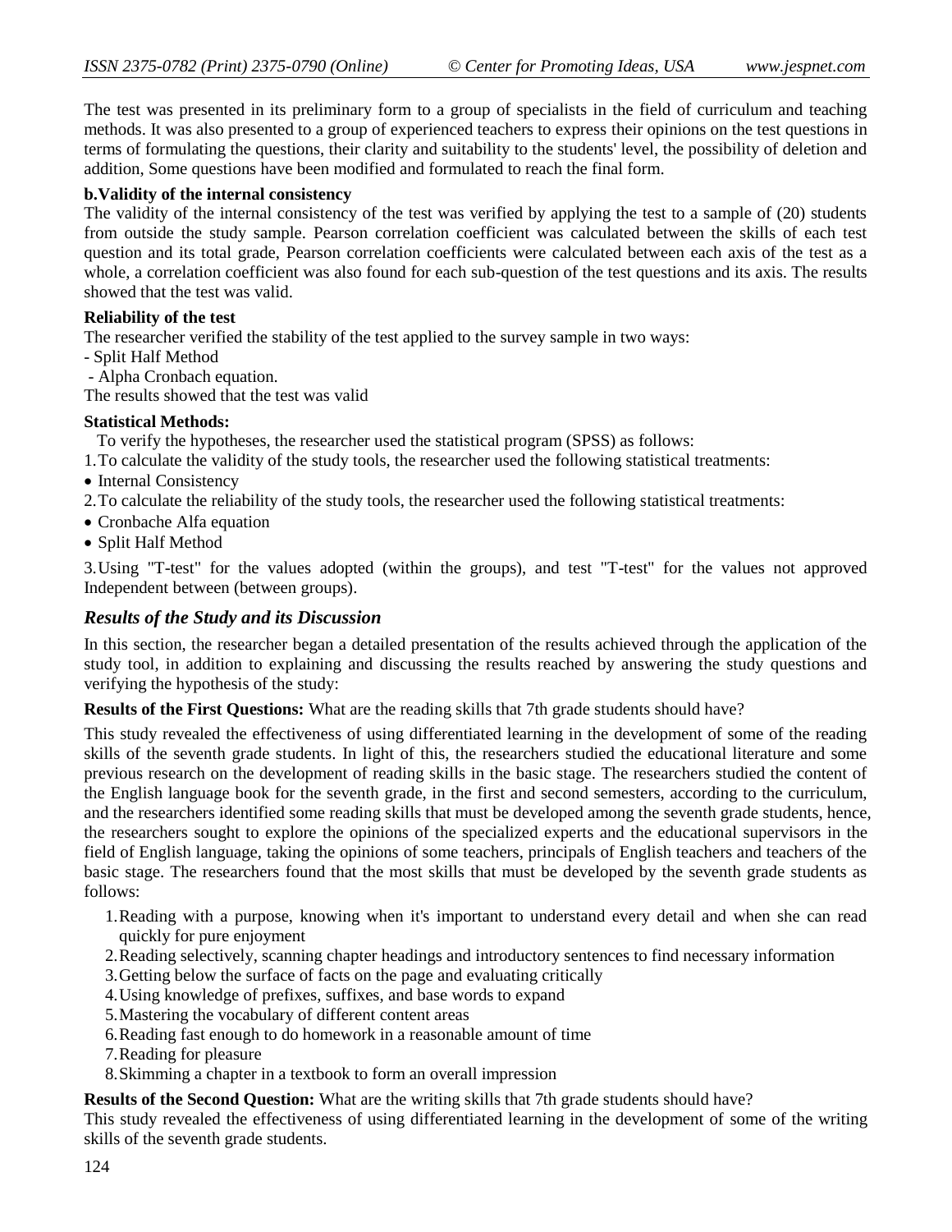The test was presented in its preliminary form to a group of specialists in the field of curriculum and teaching methods. It was also presented to a group of experienced teachers to express their opinions on the test questions in terms of formulating the questions, their clarity and suitability to the students' level, the possibility of deletion and addition, Some questions have been modified and formulated to reach the final form.

**b.Validity of the internal consistency**

The validity of the internal consistency of the test was verified by applying the test to a sample of (20) students from outside the study sample. Pearson correlation coefficient was calculated between the skills of each test question and its total grade, Pearson correlation coefficients were calculated between each axis of the test as a whole, a correlation coefficient was also found for each sub-question of the test questions and its axis. The results showed that the test was valid.

**Reliability of the test**

The researcher verified the stability of the test applied to the survey sample in two ways:

- Split Half Method
- Alpha Cronbach equation.

The results showed that the test was valid

**Statistical Methods:**

To verify the hypotheses, the researcher used the statistical program (SPSS) as follows:

1. To calculate the validity of the study tools, the researcher used the following statistical treatments:
   - Internal Consistency
2. To calculate the reliability of the study tools, the researcher used the following statistical treatments:
   - Cronbache Alfa equation
   - Split Half Method
3. Using "T-test" for the values adopted (within the groups), and test "T-test" for the values not approved Independent between (between groups).

## *Results of the Study and its Discussion*

In this section, the researcher began a detailed presentation of the results achieved through the application of the study tool, in addition to explaining and discussing the results reached by answering the study questions and verifying the hypothesis of the study:

**Results of the First Questions:** What are the reading skills that 7th grade students should have?

This study revealed the effectiveness of using differentiated learning in the development of some of the reading skills of the seventh grade students. In light of this, the researchers studied the educational literature and some previous research on the development of reading skills in the basic stage. The researchers studied the content of the English language book for the seventh grade, in the first and second semesters, according to the curriculum, and the researchers identified some reading skills that must be developed among the seventh grade students, hence, the researchers sought to explore the opinions of the specialized experts and the educational supervisors in the field of English language, taking the opinions of some teachers, principals of English teachers and teachers of the basic stage. The researchers found that the most skills that must be developed by the seventh grade students as follows:

1. Reading with a purpose, knowing when it's important to understand every detail and when she can read quickly for pure enjoyment
2. Reading selectively, scanning chapter headings and introductory sentences to find necessary information
3. Getting below the surface of facts on the page and evaluating critically
4. Using knowledge of prefixes, suffixes, and base words to expand
5. Mastering the vocabulary of different content areas
6. Reading fast enough to do homework in a reasonable amount of time
7. Reading for pleasure
8. Skimming a chapter in a textbook to form an overall impression

**Results of the Second Question:** What are the writing skills that 7th grade students should have?

This study revealed the effectiveness of using differentiated learning in the development of some of the writing skills of the seventh grade students.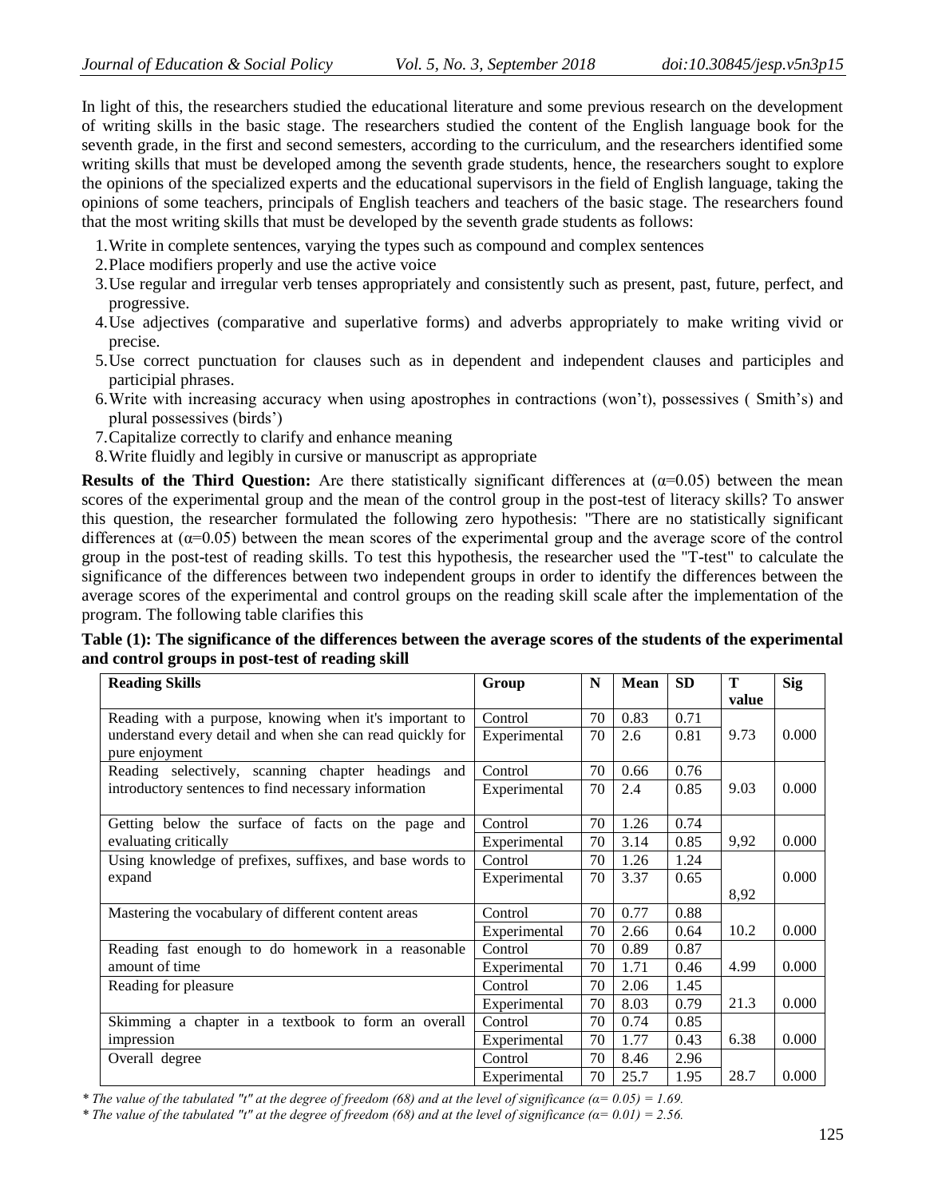In light of this, the researchers studied the educational literature and some previous research on the development of writing skills in the basic stage. The researchers studied the content of the English language book for the seventh grade, in the first and second semesters, according to the curriculum, and the researchers identified some writing skills that must be developed among the seventh grade students, hence, the researchers sought to explore the opinions of the specialized experts and the educational supervisors in the field of English language, taking the opinions of some teachers, principals of English teachers and teachers of the basic stage. The researchers found that the most writing skills that must be developed by the seventh grade students as follows:

1. Write in complete sentences, varying the types such as compound and complex sentences
2. Place modifiers properly and use the active voice
3. Use regular and irregular verb tenses appropriately and consistently such as present, past, future, perfect, and progressive.
4. Use adjectives (comparative and superlative forms) and adverbs appropriately to make writing vivid or precise.
5. Use correct punctuation for clauses such as in dependent and independent clauses and participles and participial phrases.
6. Write with increasing accuracy when using apostrophes in contractions (won't), possessives ( Smith's) and plural possessives (birds')
7. Capitalize correctly to clarify and enhance meaning
8. Write fluidly and legibly in cursive or manuscript as appropriate

**Results of the Third Question:** Are there statistically significant differences at ($\alpha$=0.05) between the mean scores of the experimental group and the mean of the control group in the post-test of literacy skills? To answer this question, the researcher formulated the following zero hypothesis: "There are no statistically significant differences at ($\alpha$=0.05) between the mean scores of the experimental group and the average score of the control group in the post-test of reading skills. To test this hypothesis, the researcher used the "T-test" to calculate the significance of the differences between two independent groups in order to identify the differences between the average scores of the experimental and control groups on the reading skill scale after the implementation of the program. The following table clarifies this

**Table (1): The significance of the differences between the average scores of the students of the experimental and control groups in post-test of reading skill**

| Reading Skills | Group | N | Mean | SD | T value | Sig |
|---|---|---|---|---|---|---|
| Reading with a purpose, knowing when it's important to understand every detail and when she can read quickly for pure enjoyment | Control | 70 | 0.83 | 0.71 | 9.73 | 0.000 |
| | Experimental | 70 | 2.6 | 0.81 | | |
| Reading selectively, scanning chapter headings and introductory sentences to find necessary information | Control | 70 | 0.66 | 0.76 | 9.03 | 0.000 |
| | Experimental | 70 | 2.4 | 0.85 | | |
| Getting below the surface of facts on the page and evaluating critically | Control | 70 | 1.26 | 0.74 | 9,92 | 0.000 |
| | Experimental | 70 | 3.14 | 0.85 | | |
| Using knowledge of prefixes, suffixes, and base words to expand | Control | 70 | 1.26 | 1.24 | 8,92 | 0.000 |
| | Experimental | 70 | 3.37 | 0.65 | | |
| Mastering the vocabulary of different content areas | Control | 70 | 0.77 | 0.88 | 10.2 | 0.000 |
| | Experimental | 70 | 2.66 | 0.64 | | |
| Reading fast enough to do homework in a reasonable amount of time | Control | 70 | 0.89 | 0.87 | 4.99 | 0.000 |
| | Experimental | 70 | 1.71 | 0.46 | | |
| Reading for pleasure | Control | 70 | 2.06 | 1.45 | 21.3 | 0.000 |
| | Experimental | 70 | 8.03 | 0.79 | | |
| Skimming a chapter in a textbook to form an overall impression | Control | 70 | 0.74 | 0.85 | 6.38 | 0.000 |
| | Experimental | 70 | 1.77 | 0.43 | | |
| Overall degree | Control | 70 | 8.46 | 2.96 | 28.7 | 0.000 |
| | Experimental | 70 | 25.7 | 1.95 | | |

*\* The value of the tabulated "t" at the degree of freedom (68) and at the level of significance ($\alpha$= 0.05) = 1.69.*

*\* The value of the tabulated "t" at the degree of freedom (68) and at the level of significance ($\alpha$= 0.01) = 2.56.*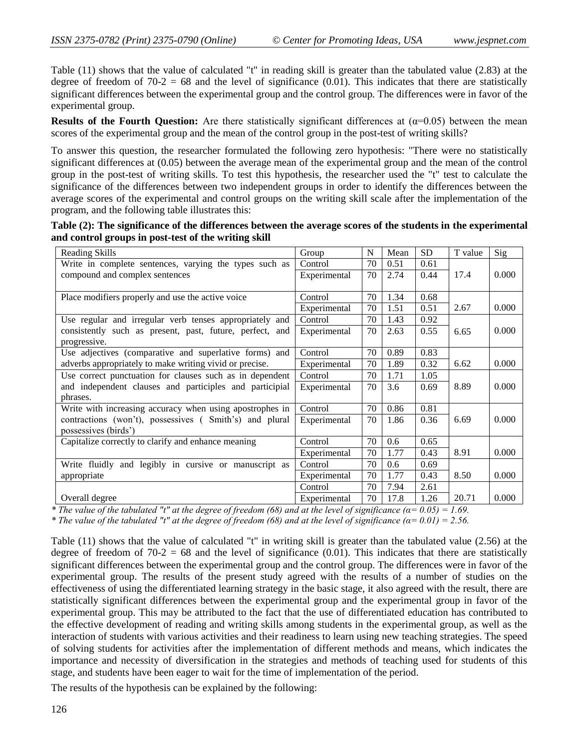Table (11) shows that the value of calculated "t" in reading skill is greater than the tabulated value (2.83) at the degree of freedom of 70-2 = 68 and the level of significance (0.01). This indicates that there are statistically significant differences between the experimental group and the control group. The differences were in favor of the experimental group.

**Results of the Fourth Question:** Are there statistically significant differences at (α=0.05) between the mean scores of the experimental group and the mean of the control group in the post-test of writing skills?

To answer this question, the researcher formulated the following zero hypothesis: "There were no statistically significant differences at (0.05) between the average mean of the experimental group and the mean of the control group in the post-test of writing skills. To test this hypothesis, the researcher used the "t" test to calculate the significance of the differences between two independent groups in order to identify the differences between the average scores of the experimental and control groups on the writing skill scale after the implementation of the program, and the following table illustrates this:

**Table (2): The significance of the differences between the average scores of the students in the experimental and control groups in post-test of the writing skill**

| Reading Skills | Group | N | Mean | SD | T value | Sig |
|---|---|---|---|---|---|---|
| Write in complete sentences, varying the types such as compound and complex sentences | Control | 70 | 0.51 | 0.61 | 17.4 | 0.000 |
| | Experimental | 70 | 2.74 | 0.44 | | |
| Place modifiers properly and use the active voice | Control | 70 | 1.34 | 0.68 | 2.67 | 0.000 |
| | Experimental | 70 | 1.51 | 0.51 | | |
| Use regular and irregular verb tenses appropriately and consistently such as present, past, future, perfect, and progressive. | Control | 70 | 1.43 | 0.92 | 6.65 | 0.000 |
| | Experimental | 70 | 2.63 | 0.55 | | |
| Use adjectives (comparative and superlative forms) and adverbs appropriately to make writing vivid or precise. | Control | 70 | 0.89 | 0.83 | 6.62 | 0.000 |
| | Experimental | 70 | 1.89 | 0.32 | | |
| Use correct punctuation for clauses such as in dependent and independent clauses and participles and participial phrases. | Control | 70 | 1.71 | 1.05 | 8.89 | 0.000 |
| | Experimental | 70 | 3.6 | 0.69 | | |
| Write with increasing accuracy when using apostrophes in contractions (won't), possessives ( Smith's) and plural possessives (birds') | Control | 70 | 0.86 | 0.81 | 6.69 | 0.000 |
| | Experimental | 70 | 1.86 | 0.36 | | |
| Capitalize correctly to clarify and enhance meaning | Control | 70 | 0.6 | 0.65 | 8.91 | 0.000 |
| | Experimental | 70 | 1.77 | 0.43 | | |
| Write fluidly and legibly in cursive or manuscript as appropriate | Control | 70 | 0.6 | 0.69 | 8.50 | 0.000 |
| | Experimental | 70 | 1.77 | 0.43 | | |
| Overall degree | Control | 70 | 7.94 | 2.61 | 20.71 | 0.000 |
| | Experimental | 70 | 17.8 | 1.26 | | |

*\* The value of the tabulated "t" at the degree of freedom (68) and at the level of significance (α= 0.05) = 1.69.*
*\* The value of the tabulated "t" at the degree of freedom (68) and at the level of significance (α= 0.01) = 2.56.*

Table (11) shows that the value of calculated "t" in writing skill is greater than the tabulated value (2.56) at the degree of freedom of 70-2 = 68 and the level of significance (0.01). This indicates that there are statistically significant differences between the experimental group and the control group. The differences were in favor of the experimental group. The results of the present study agreed with the results of a number of studies on the effectiveness of using the differentiated learning strategy in the basic stage, it also agreed with the result, there are statistically significant differences between the experimental group and the experimental group in favor of the experimental group. This may be attributed to the fact that the use of differentiated education has contributed to the effective development of reading and writing skills among students in the experimental group, as well as the interaction of students with various activities and their readiness to learn using new teaching strategies. The speed of solving students for activities after the implementation of different methods and means, which indicates the importance and necessity of diversification in the strategies and methods of teaching used for students of this stage, and students have been eager to wait for the time of implementation of the period.

The results of the hypothesis can be explained by the following: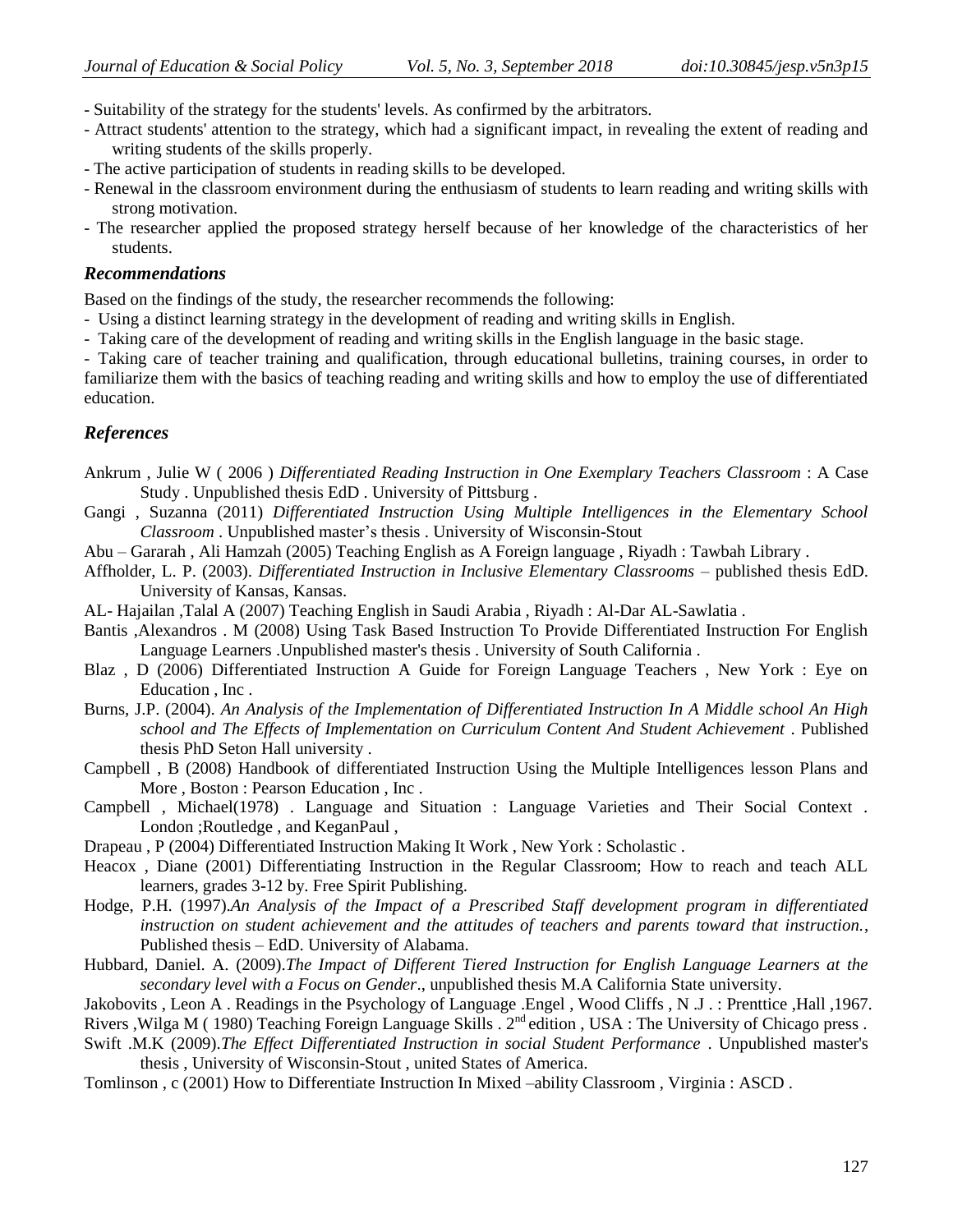- Suitability of the strategy for the students' levels. As confirmed by the arbitrators.
- Attract students' attention to the strategy, which had a significant impact, in revealing the extent of reading and writing students of the skills properly.
- The active participation of students in reading skills to be developed.
- Renewal in the classroom environment during the enthusiasm of students to learn reading and writing skills with strong motivation.
- The researcher applied the proposed strategy herself because of her knowledge of the characteristics of her students.

### *Recommendations*

Based on the findings of the study, the researcher recommends the following:

- Using a distinct learning strategy in the development of reading and writing skills in English.
- Taking care of the development of reading and writing skills in the English language in the basic stage.
- Taking care of teacher training and qualification, through educational bulletins, training courses, in order to familiarize them with the basics of teaching reading and writing skills and how to employ the use of differentiated education.

## *References*

Ankrum , Julie W ( 2006 ) *Differentiated Reading Instruction in One Exemplary Teachers Classroom* : A Case Study . Unpublished thesis EdD . University of Pittsburg .

Gangi , Suzanna (2011) *Differentiated Instruction Using Multiple Intelligences in the Elementary School Classroom* . Unpublished master's thesis . University of Wisconsin-Stout

Abu – Gararah , Ali Hamzah (2005) Teaching English as A Foreign language , Riyadh : Tawbah Library .

Affholder, L. P. (2003). *Differentiated Instruction in Inclusive Elementary Classrooms* – published thesis EdD. University of Kansas, Kansas.

AL- Hajailan ,Talal A (2007) Teaching English in Saudi Arabia , Riyadh : Al-Dar AL-Sawlatia .

Bantis ,Alexandros . M (2008) Using Task Based Instruction To Provide Differentiated Instruction For English Language Learners .Unpublished master's thesis . University of South California .

Blaz , D (2006) Differentiated Instruction A Guide for Foreign Language Teachers , New York : Eye on Education , Inc .

Burns, J.P. (2004). *An Analysis of the Implementation of Differentiated Instruction In A Middle school An High school and The Effects of Implementation on Curriculum Content And Student Achievement* . Published thesis PhD Seton Hall university .

Campbell , B (2008) Handbook of differentiated Instruction Using the Multiple Intelligences lesson Plans and More , Boston : Pearson Education , Inc .

Campbell , Michael(1978) . Language and Situation : Language Varieties and Their Social Context . London ;Routledge , and KeganPaul ,

Drapeau , P (2004) Differentiated Instruction Making It Work , New York : Scholastic .

Heacox , Diane (2001) Differentiating Instruction in the Regular Classroom; How to reach and teach ALL learners, grades 3-12 by. Free Spirit Publishing.

Hodge, P.H. (1997).*An Analysis of the Impact of a Prescribed Staff development program in differentiated instruction on student achievement and the attitudes of teachers and parents toward that instruction.*, Published thesis – EdD. University of Alabama.

Hubbard, Daniel. A. (2009).*The Impact of Different Tiered Instruction for English Language Learners at the secondary level with a Focus on Gender*., unpublished thesis M.A California State university.

Jakobovits , Leon A . Readings in the Psychology of Language .Engel , Wood Cliffs , N .J . : Prenttice ,Hall ,1967.

Rivers ,Wilga M ( 1980) Teaching Foreign Language Skills . 2nd edition , USA : The University of Chicago press .

Swift .M.K (2009).*The Effect Differentiated Instruction in social Student Performance* . Unpublished master's thesis , University of Wisconsin-Stout , united States of America.

Tomlinson , c (2001) How to Differentiate Instruction In Mixed –ability Classroom , Virginia : ASCD .